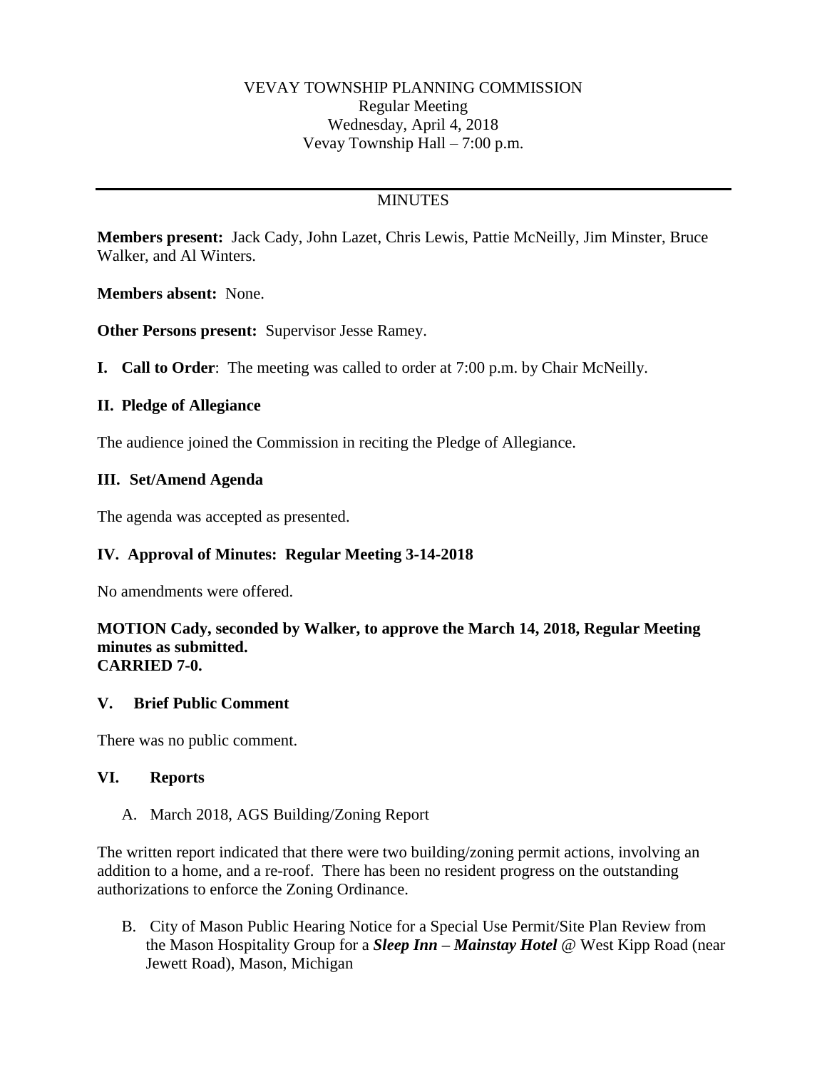VEVAY TOWNSHIP PLANNING COMMISSION
Regular Meeting
Wednesday, April 4, 2018
Vevay Township Hall – 7:00 p.m.

---

MINUTES

**Members present:** Jack Cady, John Lazet, Chris Lewis, Pattie McNeilly, Jim Minster, Bruce Walker, and Al Winters.

**Members absent:** None.

**Other Persons present:** Supervisor Jesse Ramey.

**I. Call to Order**: The meeting was called to order at 7:00 p.m. by Chair McNeilly.

**II. Pledge of Allegiance**

The audience joined the Commission in reciting the Pledge of Allegiance.

**III. Set/Amend Agenda**

The agenda was accepted as presented.

**IV. Approval of Minutes: Regular Meeting 3-14-2018**

No amendments were offered.

**MOTION Cady, seconded by Walker, to approve the March 14, 2018, Regular Meeting minutes as submitted.**
**CARRIED 7-0.**

**V. Brief Public Comment**

There was no public comment.

**VI. Reports**

A. March 2018, AGS Building/Zoning Report

The written report indicated that there were two building/zoning permit actions, involving an addition to a home, and a re-roof. There has been no resident progress on the outstanding authorizations to enforce the Zoning Ordinance.

B. City of Mason Public Hearing Notice for a Special Use Permit/Site Plan Review from the Mason Hospitality Group for a ***Sleep Inn – Mainstay Hotel*** @ West Kipp Road (near Jewett Road), Mason, Michigan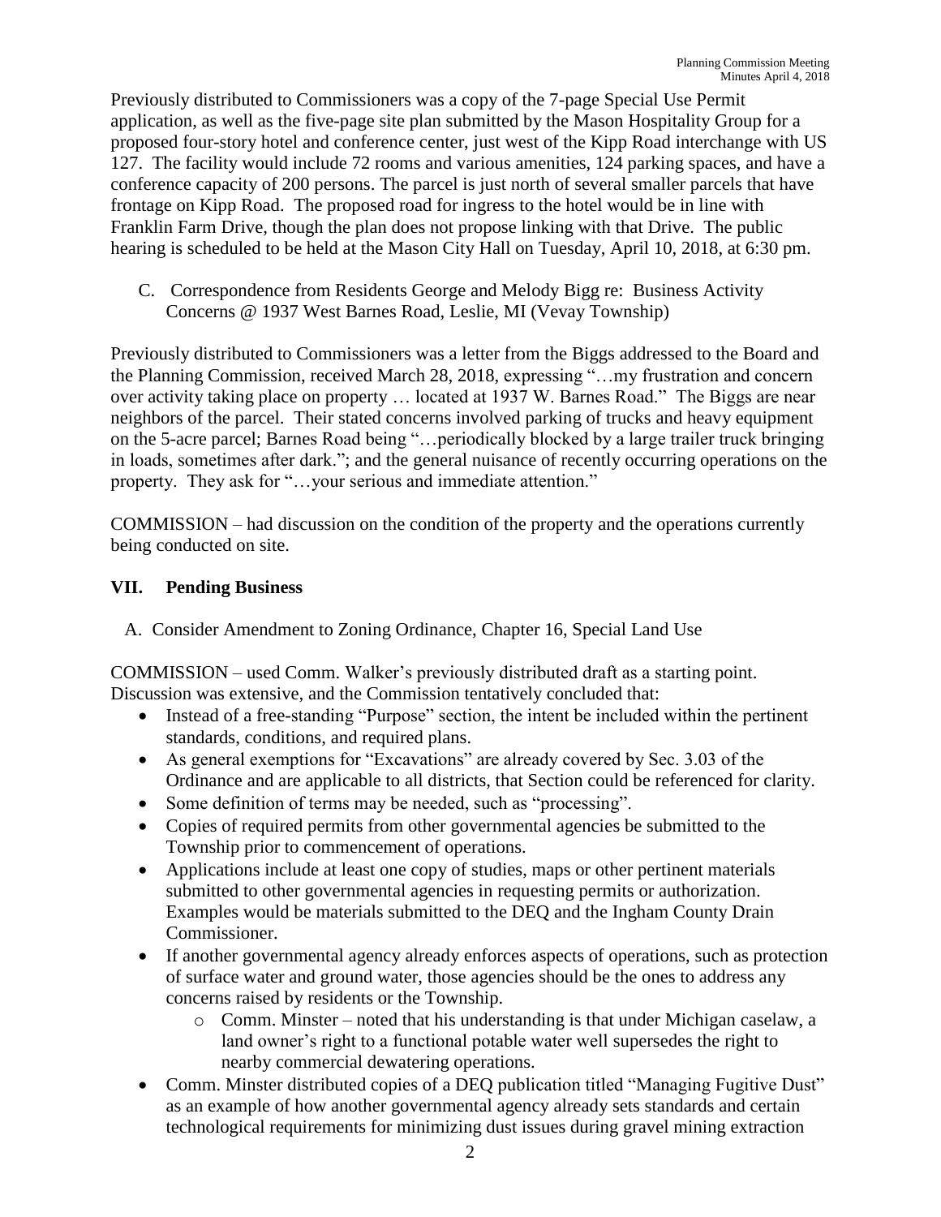Previously distributed to Commissioners was a copy of the 7-page Special Use Permit application, as well as the five-page site plan submitted by the Mason Hospitality Group for a proposed four-story hotel and conference center, just west of the Kipp Road interchange with US 127. The facility would include 72 rooms and various amenities, 124 parking spaces, and have a conference capacity of 200 persons. The parcel is just north of several smaller parcels that have frontage on Kipp Road. The proposed road for ingress to the hotel would be in line with Franklin Farm Drive, though the plan does not propose linking with that Drive. The public hearing is scheduled to be held at the Mason City Hall on Tuesday, April 10, 2018, at 6:30 pm.

C. Correspondence from Residents George and Melody Bigg re: Business Activity Concerns @ 1937 West Barnes Road, Leslie, MI (Vevay Township)

Previously distributed to Commissioners was a letter from the Biggs addressed to the Board and the Planning Commission, received March 28, 2018, expressing "…my frustration and concern over activity taking place on property … located at 1937 W. Barnes Road." The Biggs are near neighbors of the parcel. Their stated concerns involved parking of trucks and heavy equipment on the 5-acre parcel; Barnes Road being "…periodically blocked by a large trailer truck bringing in loads, sometimes after dark."; and the general nuisance of recently occurring operations on the property. They ask for "…your serious and immediate attention."

COMMISSION – had discussion on the condition of the property and the operations currently being conducted on site.

## VII. Pending Business

A. Consider Amendment to Zoning Ordinance, Chapter 16, Special Land Use

COMMISSION – used Comm. Walker's previously distributed draft as a starting point. Discussion was extensive, and the Commission tentatively concluded that:

- Instead of a free-standing "Purpose" section, the intent be included within the pertinent standards, conditions, and required plans.
- As general exemptions for "Excavations" are already covered by Sec. 3.03 of the Ordinance and are applicable to all districts, that Section could be referenced for clarity.
- Some definition of terms may be needed, such as "processing".
- Copies of required permits from other governmental agencies be submitted to the Township prior to commencement of operations.
- Applications include at least one copy of studies, maps or other pertinent materials submitted to other governmental agencies in requesting permits or authorization. Examples would be materials submitted to the DEQ and the Ingham County Drain Commissioner.
- If another governmental agency already enforces aspects of operations, such as protection of surface water and ground water, those agencies should be the ones to address any concerns raised by residents or the Township.
    - Comm. Minster – noted that his understanding is that under Michigan caselaw, a land owner's right to a functional potable water well supersedes the right to nearby commercial dewatering operations.
- Comm. Minster distributed copies of a DEQ publication titled "Managing Fugitive Dust" as an example of how another governmental agency already sets standards and certain technological requirements for minimizing dust issues during gravel mining extraction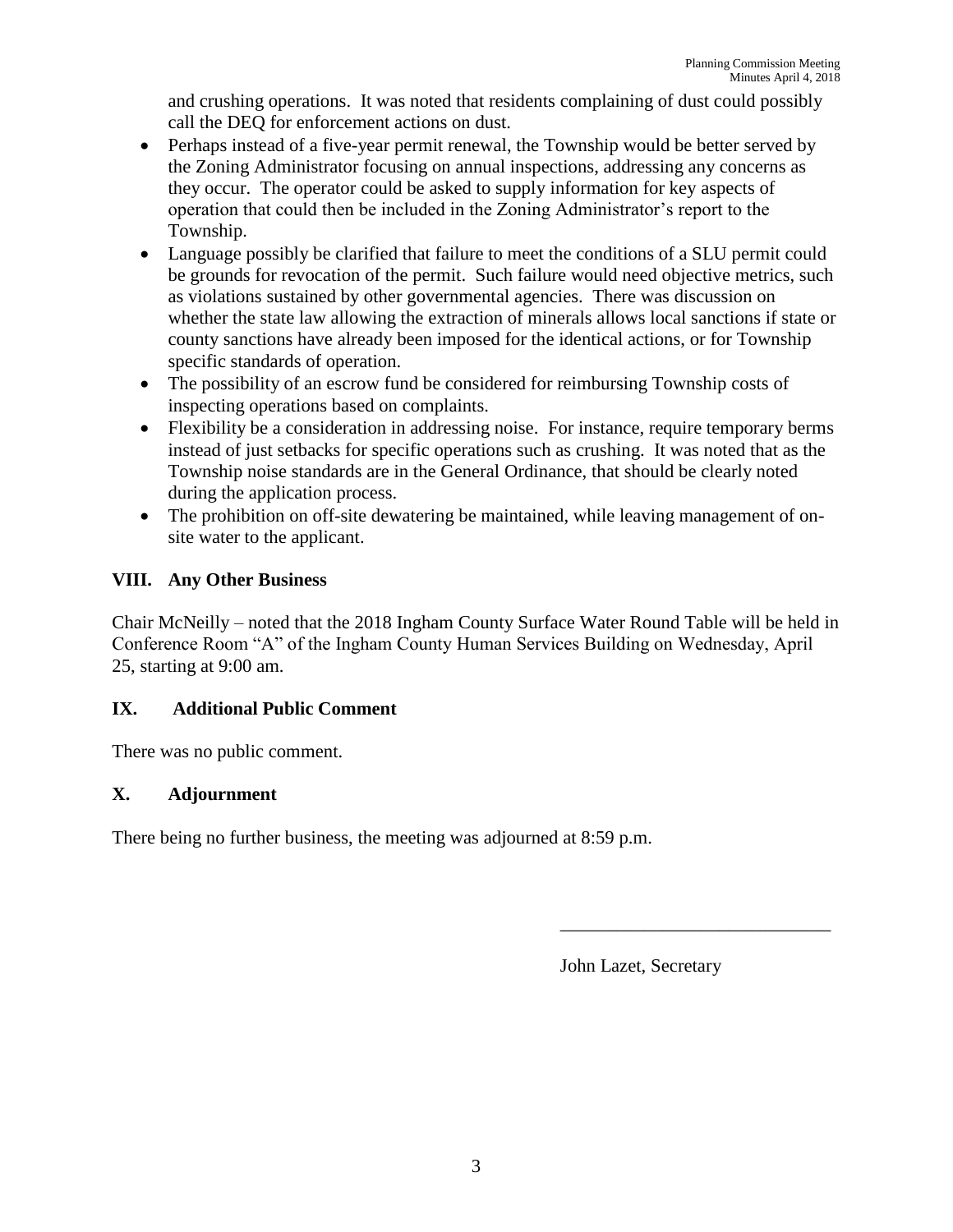and crushing operations. It was noted that residents complaining of dust could possibly call the DEQ for enforcement actions on dust.

- Perhaps instead of a five-year permit renewal, the Township would be better served by the Zoning Administrator focusing on annual inspections, addressing any concerns as they occur. The operator could be asked to supply information for key aspects of operation that could then be included in the Zoning Administrator's report to the Township.
- Language possibly be clarified that failure to meet the conditions of a SLU permit could be grounds for revocation of the permit. Such failure would need objective metrics, such as violations sustained by other governmental agencies. There was discussion on whether the state law allowing the extraction of minerals allows local sanctions if state or county sanctions have already been imposed for the identical actions, or for Township specific standards of operation.
- The possibility of an escrow fund be considered for reimbursing Township costs of inspecting operations based on complaints.
- Flexibility be a consideration in addressing noise. For instance, require temporary berms instead of just setbacks for specific operations such as crushing. It was noted that as the Township noise standards are in the General Ordinance, that should be clearly noted during the application process.
- The prohibition on off-site dewatering be maintained, while leaving management of on-site water to the applicant.

**VIII. Any Other Business**

Chair McNeilly – noted that the 2018 Ingham County Surface Water Round Table will be held in Conference Room "A" of the Ingham County Human Services Building on Wednesday, April 25, starting at 9:00 am.

**IX. Additional Public Comment**

There was no public comment.

**X. Adjournment**

There being no further business, the meeting was adjourned at 8:59 p.m.

\_\_\_\_\_\_\_\_\_\_\_\_\_\_\_\_\_\_\_\_\_\_\_\_\_\_\_\_\_\_

John Lazet, Secretary